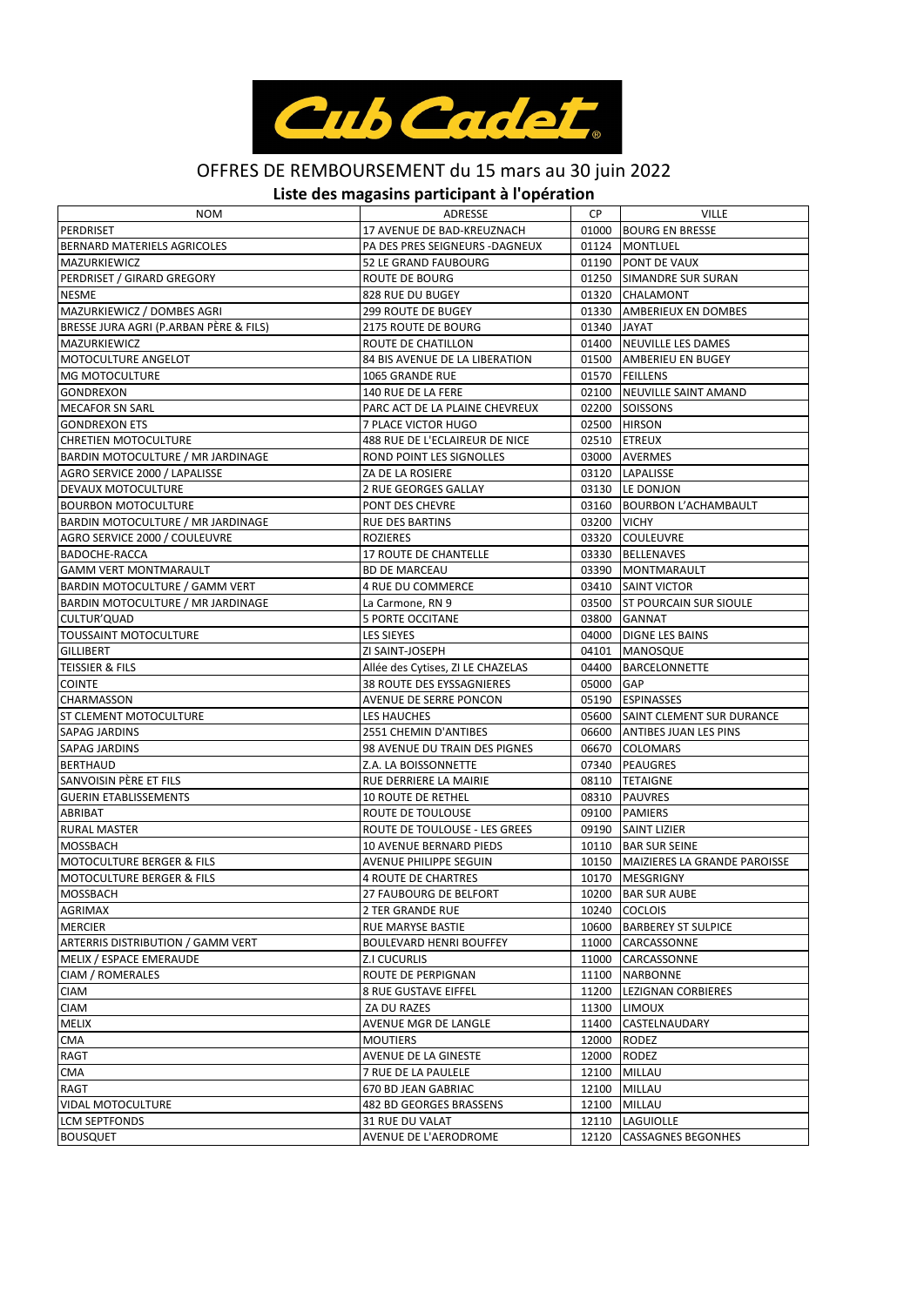Cub Cadet

# OFFRES DE REMBOURSEMENT du 15 mars au 30 juin 2022

## Liste des magasins participant à l'opération

| NOM | ADRESSE | CP | VILLE |
|---|---|---|---|
| PERDRISET | 17 AVENUE DE BAD-KREUZNACH | 01000 | BOURG EN BRESSE |
| BERNARD MATERIELS AGRICOLES | PA DES PRES SEIGNEURS -DAGNEUX | 01124 | MONTLUEL |
| MAZURKIEWICZ | 52 LE GRAND FAUBOURG | 01190 | PONT DE VAUX |
| PERDRISET / GIRARD GREGORY | ROUTE DE BOURG | 01250 | SIMANDRE SUR SURAN |
| NESME | 828 RUE DU BUGEY | 01320 | CHALAMONT |
| MAZURKIEWICZ / DOMBES AGRI | 299 ROUTE DE BUGEY | 01330 | AMBERIEUX EN DOMBES |
| BRESSE JURA AGRI (P.ARBAN PÈRE & FILS) | 2175 ROUTE DE BOURG | 01340 | JAYAT |
| MAZURKIEWICZ | ROUTE DE CHATILLON | 01400 | NEUVILLE LES DAMES |
| MOTOCULTURE ANGELOT | 84 BIS AVENUE DE LA LIBERATION | 01500 | AMBERIEU EN BUGEY |
| MG MOTOCULTURE | 1065 GRANDE RUE | 01570 | FEILLENS |
| GONDREXON | 140 RUE DE LA FERE | 02100 | NEUVILLE SAINT AMAND |
| MECAFOR SN SARL | PARC ACT DE LA PLAINE CHEVREUX | 02200 | SOISSONS |
| GONDREXON ETS | 7 PLACE VICTOR HUGO | 02500 | HIRSON |
| CHRETIEN MOTOCULTURE | 488 RUE DE L'ECLAIREUR DE NICE | 02510 | ETREUX |
| BARDIN MOTOCULTURE / MR JARDINAGE | ROND POINT LES SIGNOLLES | 03000 | AVERMES |
| AGRO SERVICE 2000 / LAPALISSE | ZA DE LA ROSIERE | 03120 | LAPALISSE |
| DEVAUX MOTOCULTURE | 2 RUE GEORGES GALLAY | 03130 | LE DONJON |
| BOURBON MOTOCULTURE | PONT DES CHEVRE | 03160 | BOURBON L'ACHAMBAULT |
| BARDIN MOTOCULTURE / MR JARDINAGE | RUE DES BARTINS | 03200 | VICHY |
| AGRO SERVICE 2000 / COULEUVRE | ROZIERES | 03320 | COULEUVRE |
| BADOCHE-RACCA | 17 ROUTE DE CHANTELLE | 03330 | BELLENAVES |
| GAMM VERT MONTMARAULT | BD DE MARCEAU | 03390 | MONTMARAULT |
| BARDIN MOTOCULTURE / GAMM VERT | 4 RUE DU COMMERCE | 03410 | SAINT VICTOR |
| BARDIN MOTOCULTURE / MR JARDINAGE | La Carmone, RN 9 | 03500 | ST POURCAIN SUR SIOULE |
| CULTUR'QUAD | 5 PORTE OCCITANE | 03800 | GANNAT |
| TOUSSAINT MOTOCULTURE | LES SIEYES | 04000 | DIGNE LES BAINS |
| GILLIBERT | ZI SAINT-JOSEPH | 04101 | MANOSQUE |
| TEISSIER & FILS | Allée des Cytises, ZI LE CHAZELAS | 04400 | BARCELONNETTE |
| COINTE | 38 ROUTE DES EYSSAGNIERES | 05000 | GAP |
| CHARMASSON | AVENUE DE SERRE PONCON | 05190 | ESPINASSES |
| ST CLEMENT MOTOCULTURE | LES HAUCHES | 05600 | SAINT CLEMENT SUR DURANCE |
| SAPAG JARDINS | 2551 CHEMIN D'ANTIBES | 06600 | ANTIBES JUAN LES PINS |
| SAPAG JARDINS | 98 AVENUE DU TRAIN DES PIGNES | 06670 | COLOMARS |
| BERTHAUD | Z.A. LA BOISSONNETTE | 07340 | PEAUGRES |
| SANVOISIN PÈRE ET FILS | RUE DERRIERE LA MAIRIE | 08110 | TETAIGNE |
| GUERIN ETABLISSEMENTS | 10 ROUTE DE RETHEL | 08310 | PAUVRES |
| ABRIBAT | ROUTE DE TOULOUSE | 09100 | PAMIERS |
| RURAL MASTER | ROUTE DE TOULOUSE - LES GREES | 09190 | SAINT LIZIER |
| MOSSBACH | 10 AVENUE BERNARD PIEDS | 10110 | BAR SUR SEINE |
| MOTOCULTURE BERGER & FILS | AVENUE PHILIPPE SEGUIN | 10150 | MAIZIERES LA GRANDE PAROISSE |
| MOTOCULTURE BERGER & FILS | 4 ROUTE DE CHARTRES | 10170 | MESGRIGNY |
| MOSSBACH | 27 FAUBOURG DE BELFORT | 10200 | BAR SUR AUBE |
| AGRIMAX | 2 TER GRANDE RUE | 10240 | COCLOIS |
| MERCIER | RUE MARYSE BASTIE | 10600 | BARBEREY ST SULPICE |
| ARTERRIS DISTRIBUTION / GAMM VERT | BOULEVARD HENRI BOUFFEY | 11000 | CARCASSONNE |
| MELIX / ESPACE EMERAUDE | Z.I CUCURLIS | 11000 | CARCASSONNE |
| CIAM / ROMERALES | ROUTE DE PERPIGNAN | 11100 | NARBONNE |
| CIAM | 8 RUE GUSTAVE EIFFEL | 11200 | LEZIGNAN CORBIERES |
| CIAM | ZA DU RAZES | 11300 | LIMOUX |
| MELIX | AVENUE MGR DE LANGLE | 11400 | CASTELNAUDARY |
| CMA | MOUTIERS | 12000 | RODEZ |
| RAGT | AVENUE DE LA GINESTE | 12000 | RODEZ |
| CMA | 7 RUE DE LA PAULELE | 12100 | MILLAU |
| RAGT | 670 BD JEAN GABRIAC | 12100 | MILLAU |
| VIDAL MOTOCULTURE | 482 BD GEORGES BRASSENS | 12100 | MILLAU |
| LCM SEPTFONDS | 31 RUE DU VALAT | 12110 | LAGUIOLLE |
| BOUSQUET | AVENUE DE L'AERODROME | 12120 | CASSAGNES BEGONHES |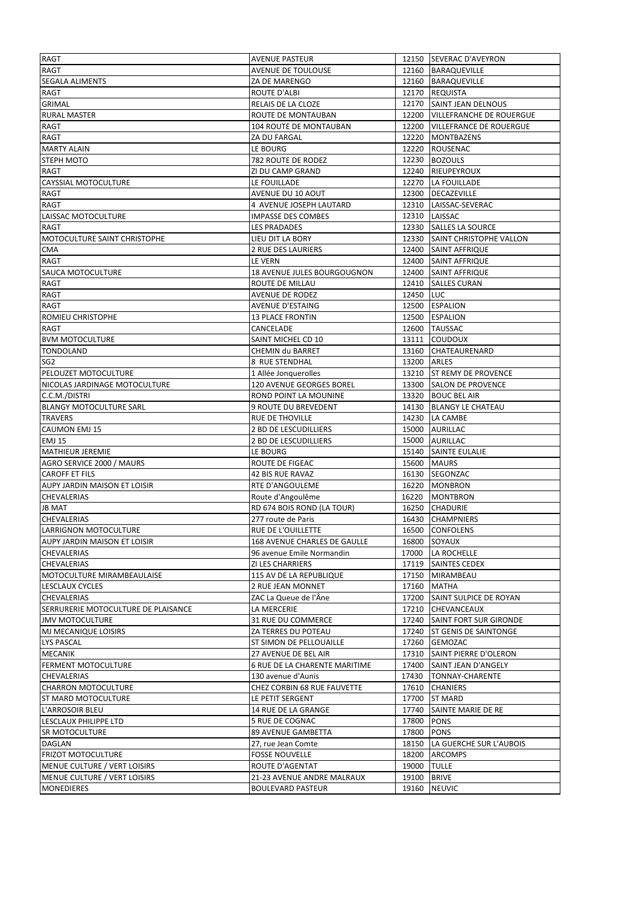| RAGT | AVENUE PASTEUR | 12150 | SEVERAC D'AVEYRON |
|---|---|---|---|
| RAGT | AVENUE DE TOULOUSE | 12160 | BARAQUEVILLE |
| SEGALA ALIMENTS | ZA DE MARENGO | 12160 | BARAQUEVILLE |
| RAGT | ROUTE D'ALBI | 12170 | REQUISTA |
| GRIMAL | RELAIS DE LA CLOZE | 12170 | SAINT JEAN DELNOUS |
| RURAL MASTER | ROUTE DE MONTAUBAN | 12200 | VILLEFRANCHE DE ROUERGUE |
| RAGT | 104 ROUTE DE MONTAUBAN | 12200 | VILLEFRANCE DE ROUERGUE |
| RAGT | ZA DU FARGAL | 12220 | MONTBAZENS |
| MARTY ALAIN | LE BOURG | 12220 | ROUSENAC |
| STEPH MOTO | 782 ROUTE DE RODEZ | 12230 | BOZOULS |
| RAGT | ZI DU CAMP GRAND | 12240 | RIEUPEYROUX |
| CAYSSIAL MOTOCULTURE | LE FOUILLADE | 12270 | LA FOUILLADE |
| RAGT | AVENUE DU 10 AOUT | 12300 | DECAZEVILLE |
| RAGT | 4 AVENUE JOSEPH LAUTARD | 12310 | LAISSAC-SEVERAC |
| LAISSAC MOTOCULTURE | IMPASSE DES COMBES | 12310 | LAISSAC |
| RAGT | LES PRADADES | 12330 | SALLES LA SOURCE |
| MOTOCULTURE SAINT CHRISTOPHE | LIEU DIT LA BORY | 12330 | SAINT CHRISTOPHE VALLON |
| CMA | 2 RUE DES LAURIERS | 12400 | SAINT AFFRIQUE |
| RAGT | LE VERN | 12400 | SAINT AFFRIQUE |
| SAUCA MOTOCULTURE | 18 AVENUE JULES BOURGOUGNON | 12400 | SAINT AFFRIQUE |
| RAGT | ROUTE DE MILLAU | 12410 | SALLES CURAN |
| RAGT | AVENUE DE RODEZ | 12450 | LUC |
| RAGT | AVENUE D'ESTAING | 12500 | ESPALION |
| ROMIEU CHRISTOPHE | 13 PLACE FRONTIN | 12500 | ESPALION |
| RAGT | CANCELADE | 12600 | TAUSSAC |
| BVM MOTOCULTURE | SAINT MICHEL CD 10 | 13111 | COUDOUX |
| TONDOLAND | CHEMIN du BARRET | 13160 | CHATEAURENARD |
| SG2 | 8 RUE STENDHAL | 13200 | ARLES |
| PELOUZET MOTOCULTURE | 1 Allée Jonquerolles | 13210 | ST REMY DE PROVENCE |
| NICOLAS JARDINAGE MOTOCULTURE | 120 AVENUE GEORGES BOREL | 13300 | SALON DE PROVENCE |
| C.C.M./DISTRI | ROND POINT LA MOUNINE | 13320 | BOUC BEL AIR |
| BLANGY MOTOCULTURE SARL | 9 ROUTE DU BREVEDENT | 14130 | BLANGY LE CHATEAU |
| TRAVERS | RUE DE THOVILLE | 14230 | LA CAMBE |
| CAUMON EMJ 15 | 2 BD DE LESCUDILLIERS | 15000 | AURILLAC |
| EMJ 15 | 2 BD DE LESCUDILLIERS | 15000 | AURILLAC |
| MATHIEUR JEREMIE | LE BOURG | 15140 | SAINTE EULALIE |
| AGRO SERVICE 2000 / MAURS | ROUTE DE FIGEAC | 15600 | MAURS |
| CAROFF ET FILS | 42 BIS RUE RAVAZ | 16130 | SEGONZAC |
| AUPY JARDIN MAISON ET LOISIR | RTE D'ANGOULEME | 16220 | MONBRON |
| CHEVALERIAS | Route d'Angoulême | 16220 | MONTBRON |
| JB MAT | RD 674 BOIS ROND (LA TOUR) | 16250 | CHADURIE |
| CHEVALERIAS | 277 route de Paris | 16430 | CHAMPNIERS |
| LARRIGNON MOTOCULTURE | RUE DE L'OUILLETTE | 16500 | CONFOLENS |
| AUPY JARDIN MAISON ET LOISIR | 168 AVENUE CHARLES DE GAULLE | 16800 | SOYAUX |
| CHEVALERIAS | 96 avenue Emile Normandin | 17000 | LA ROCHELLE |
| CHEVALERIAS | ZI LES CHARRIERS | 17119 | SAINTES CEDEX |
| MOTOCULTURE MIRAMBEAULAISE | 115 AV DE LA REPUBLIQUE | 17150 | MIRAMBEAU |
| LESCLAUX CYCLES | 2 RUE JEAN MONNET | 17160 | MATHA |
| CHEVALERIAS | ZAC La Queue de l'Âne | 17200 | SAINT SULPICE DE ROYAN |
| SERRURERIE MOTOCULTURE DE PLAISANCE | LA MERCERIE | 17210 | CHEVANCEAUX |
| JMV MOTOCULTURE | 31 RUE DU COMMERCE | 17240 | SAINT FORT SUR GIRONDE |
| MJ MECANIQUE LOISIRS | ZA TERRES DU POTEAU | 17240 | ST GENIS DE SAINTONGE |
| LYS PASCAL | ST SIMON DE PELLOUAILLE | 17260 | GEMOZAC |
| MECANIK | 27 AVENUE DE BEL AIR | 17310 | SAINT PIERRE D'OLERON |
| FERMENT MOTOCULTURE | 6 RUE DE LA CHARENTE MARITIME | 17400 | SAINT JEAN D'ANGELY |
| CHEVALERIAS | 130 avenue d'Aunis | 17430 | TONNAY-CHARENTE |
| CHARRON MOTOCULTURE | CHEZ CORBIN 68 RUE FAUVETTE | 17610 | CHANIERS |
| ST MARD MOTOCULTURE | LE PETIT SERGENT | 17700 | ST MARD |
| L'ARROSOIR BLEU | 14 RUE DE LA GRANGE | 17740 | SAINTE MARIE DE RE |
| LESCLAUX PHILIPPE LTD | 5 RUE DE COGNAC | 17800 | PONS |
| SR MOTOCULTURE | 89 AVENUE GAMBETTA | 17800 | PONS |
| DAGLAN | 27, rue Jean Comte | 18150 | LA GUERCHE SUR L'AUBOIS |
| FRIZOT MOTOCULTURE | FOSSE NOUVELLE | 18200 | ARCOMPS |
| MENUE CULTURE / VERT LOISIRS | ROUTE D'AGENTAT | 19000 | TULLE |
| MENUE CULTURE / VERT LOISIRS | 21-23 AVENUE ANDRE MALRAUX | 19100 | BRIVE |
| MONEDIERES | BOULEVARD PASTEUR | 19160 | NEUVIC |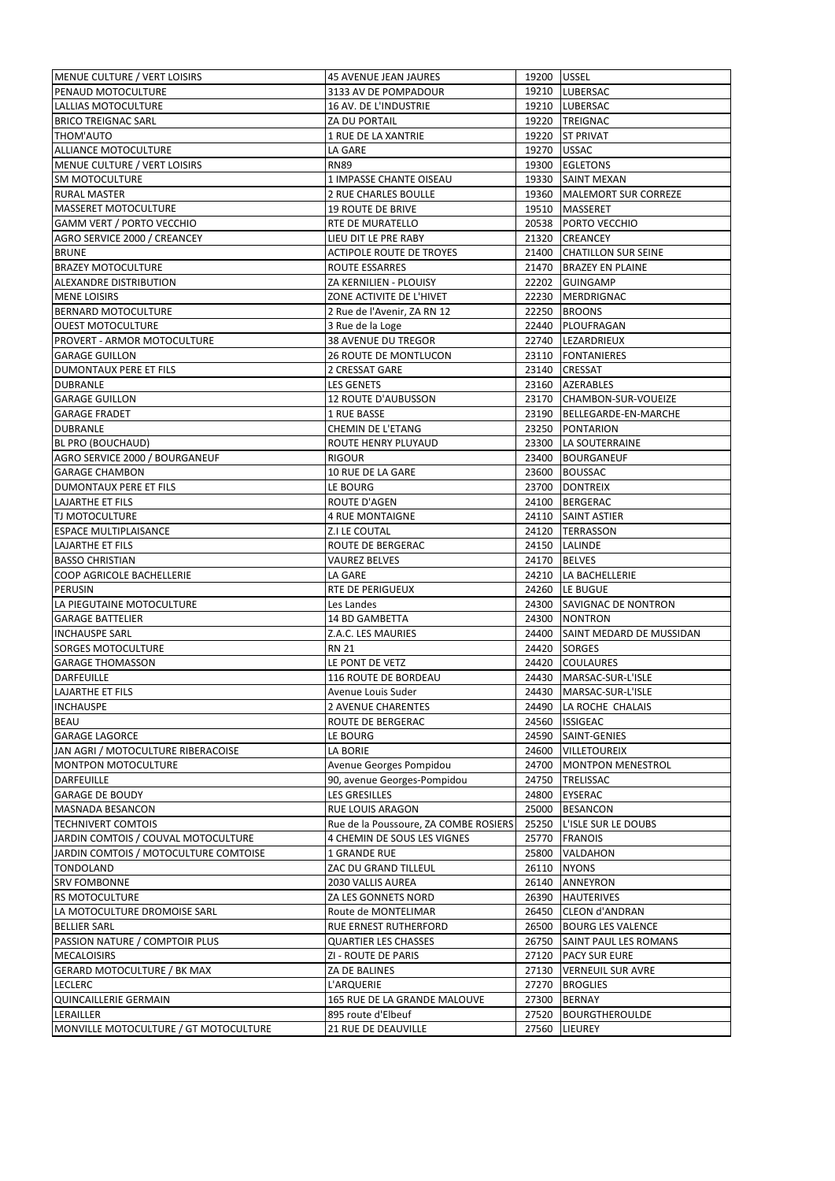| MENUE CULTURE / VERT LOISIRS | 45 AVENUE JEAN JAURES | 19200 | USSEL |
|---|---|---|---|
| PENAUD MOTOCULTURE | 3133 AV DE POMPADOUR | 19210 | LUBERSAC |
| LALLIAS MOTOCULTURE | 16 AV. DE L'INDUSTRIE | 19210 | LUBERSAC |
| BRICO TREIGNAC SARL | ZA DU PORTAIL | 19220 | TREIGNAC |
| THOM'AUTO | 1 RUE DE LA XANTRIE | 19220 | ST PRIVAT |
| ALLIANCE MOTOCULTURE | LA GARE | 19270 | USSAC |
| MENUE CULTURE / VERT LOISIRS | RN89 | 19300 | EGLETONS |
| SM MOTOCULTURE | 1 IMPASSE CHANTE OISEAU | 19330 | SAINT MEXAN |
| RURAL MASTER | 2 RUE CHARLES BOULLE | 19360 | MALEMORT SUR CORREZE |
| MASSERET MOTOCULTURE | 19 ROUTE DE BRIVE | 19510 | MASSERET |
| GAMM VERT / PORTO VECCHIO | RTE DE MURATELLO | 20538 | PORTO VECCHIO |
| AGRO SERVICE 2000 / CREANCEY | LIEU DIT LE PRE RABY | 21320 | CREANCEY |
| BRUNE | ACTIPOLE ROUTE DE TROYES | 21400 | CHATILLON SUR SEINE |
| BRAZEY MOTOCULTURE | ROUTE ESSARRES | 21470 | BRAZEY EN PLAINE |
| ALEXANDRE DISTRIBUTION | ZA KERNILIEN - PLOUISY | 22202 | GUINGAMP |
| MENE LOISIRS | ZONE ACTIVITE DE L'HIVET | 22230 | MERDRIGNAC |
| BERNARD MOTOCULTURE | 2 Rue de l'Avenir, ZA RN 12 | 22250 | BROONS |
| OUEST MOTOCULTURE | 3 Rue de la Loge | 22440 | PLOUFRAGAN |
| PROVERT - ARMOR MOTOCULTURE | 38 AVENUE DU TREGOR | 22740 | LEZARDRIEUX |
| GARAGE GUILLON | 26 ROUTE DE MONTLUCON | 23110 | FONTANIERES |
| DUMONTAUX PERE ET FILS | 2 CRESSAT GARE | 23140 | CRESSAT |
| DUBRANLE | LES GENETS | 23160 | AZERABLES |
| GARAGE GUILLON | 12 ROUTE D'AUBUSSON | 23170 | CHAMBON-SUR-VOUEIZE |
| GARAGE FRADET | 1 RUE BASSE | 23190 | BELLEGARDE-EN-MARCHE |
| DUBRANLE | CHEMIN DE L'ETANG | 23250 | PONTARION |
| BL PRO (BOUCHAUD) | ROUTE HENRY PLUYAUD | 23300 | LA SOUTERRAINE |
| AGRO SERVICE 2000 / BOURGANEUF | RIGOUR | 23400 | BOURGANEUF |
| GARAGE CHAMBON | 10 RUE DE LA GARE | 23600 | BOUSSAC |
| DUMONTAUX PERE ET FILS | LE BOURG | 23700 | DONTREIX |
| LAJARTHE ET FILS | ROUTE D'AGEN | 24100 | BERGERAC |
| TJ MOTOCULTURE | 4 RUE MONTAIGNE | 24110 | SAINT ASTIER |
| ESPACE MULTIPLAISANCE | Z.I LE COUTAL | 24120 | TERRASSON |
| LAJARTHE ET FILS | ROUTE DE BERGERAC | 24150 | LALINDE |
| BASSO CHRISTIAN | VAUREZ BELVES | 24170 | BELVES |
| COOP AGRICOLE BACHELLERIE | LA GARE | 24210 | LA BACHELLERIE |
| PERUSIN | RTE DE PERIGUEUX | 24260 | LE BUGUE |
| LA PIEGUTAINE MOTOCULTURE | Les Landes | 24300 | SAVIGNAC DE NONTRON |
| GARAGE BATTELIER | 14 BD GAMBETTA | 24300 | NONTRON |
| INCHAUSPE SARL | Z.A.C. LES MAURIES | 24400 | SAINT MEDARD DE MUSSIDAN |
| SORGES MOTOCULTURE | RN 21 | 24420 | SORGES |
| GARAGE THOMASSON | LE PONT DE VETZ | 24420 | COULAURES |
| DARFEUILLE | 116 ROUTE DE BORDEAU | 24430 | MARSAC-SUR-L'ISLE |
| LAJARTHE ET FILS | Avenue Louis Suder | 24430 | MARSAC-SUR-L'ISLE |
| INCHAUSPE | 2 AVENUE CHARENTES | 24490 | LA ROCHE CHALAIS |
| BEAU | ROUTE DE BERGERAC | 24560 | ISSIGEAC |
| GARAGE LAGORCE | LE BOURG | 24590 | SAINT-GENIES |
| JAN AGRI / MOTOCULTURE RIBERACOISE | LA BORIE | 24600 | VILLETOUREIX |
| MONTPON MOTOCULTURE | Avenue Georges Pompidou | 24700 | MONTPON MENESTROL |
| DARFEUILLE | 90, avenue Georges-Pompidou | 24750 | TRELISSAC |
| GARAGE DE BOUDY | LES GRESILLES | 24800 | EYSERAC |
| MASNADA BESANCON | RUE LOUIS ARAGON | 25000 | BESANCON |
| TECHNIVERT COMTOIS | Rue de la Poussoure, ZA COMBE ROSIERS | 25250 | L'ISLE SUR LE DOUBS |
| JARDIN COMTOIS / COUVAL MOTOCULTURE | 4 CHEMIN DE SOUS LES VIGNES | 25770 | FRANOIS |
| JARDIN COMTOIS / MOTOCULTURE COMTOISE | 1 GRANDE RUE | 25800 | VALDAHON |
| TONDOLAND | ZAC DU GRAND TILLEUL | 26110 | NYONS |
| SRV FOMBONNE | 2030 VALLIS AUREA | 26140 | ANNEYRON |
| RS MOTOCULTURE | ZA LES GONNETS NORD | 26390 | HAUTERIVES |
| LA MOTOCULTURE DROMOISE SARL | Route de MONTELIMAR | 26450 | CLEON d'ANDRAN |
| BELLIER SARL | RUE ERNEST RUTHERFORD | 26500 | BOURG LES VALENCE |
| PASSION NATURE / COMPTOIR PLUS | QUARTIER LES CHASSES | 26750 | SAINT PAUL LES ROMANS |
| MECALOISIRS | ZI - ROUTE DE PARIS | 27120 | PACY SUR EURE |
| GERARD MOTOCULTURE / BK MAX | ZA DE BALINES | 27130 | VERNEUIL SUR AVRE |
| LECLERC | L'ARQUERIE | 27270 | BROGLIES |
| QUINCAILLERIE GERMAIN | 165 RUE DE LA GRANDE MALOUVE | 27300 | BERNAY |
| LERAILLER | 895 route d'Elbeuf | 27520 | BOURGTHEROULDE |
| MONVILLE MOTOCULTURE / GT MOTOCULTURE | 21 RUE DE DEAUVILLE | 27560 | LIEUREY |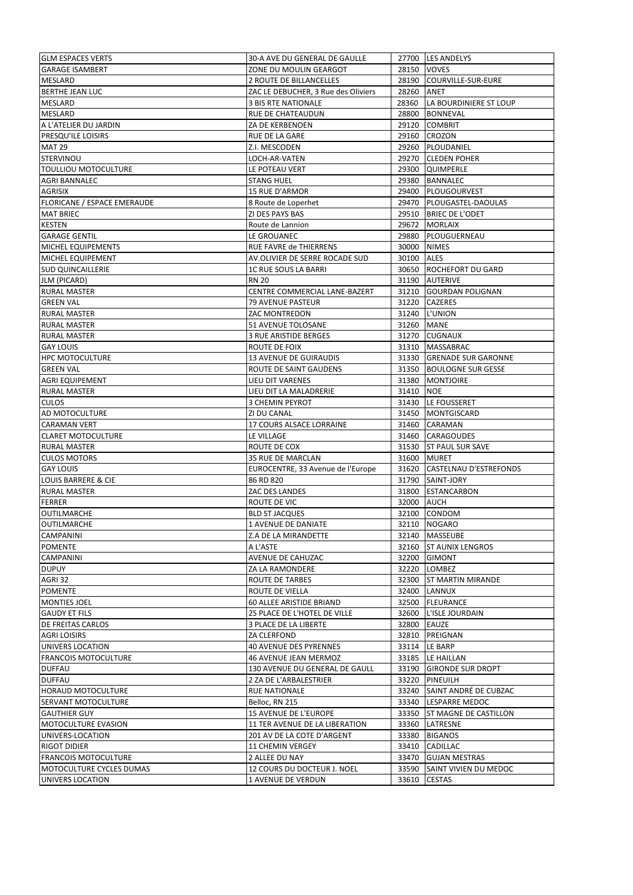| GLM ESPACES VERTS | 30-A AVE DU GENERAL DE GAULLE | 27700 | LES ANDELYS |
|---|---|---|---|
| GARAGE ISAMBERT | ZONE DU MOULIN GEARGOT | 28150 | VOVES |
| MESLARD | 2 ROUTE DE BILLANCELLES | 28190 | COURVILLE-SUR-EURE |
| BERTHE JEAN LUC | ZAC LE DEBUCHER, 3 Rue des Oliviers | 28260 | ANET |
| MESLARD | 3 BIS RTE NATIONALE | 28360 | LA BOURDINIERE ST LOUP |
| MESLARD | RUE DE CHATEAUDUN | 28800 | BONNEVAL |
| A L'ATELIER DU JARDIN | ZA DE KERBENOEN | 29120 | COMBRIT |
| PRESQU'ILE LOISIRS | RUE DE LA GARE | 29160 | CROZON |
| MAT 29 | Z.I. MESCODEN | 29260 | PLOUDANIEL |
| STERVINOU | LOCH-AR-VATEN | 29270 | CLEDEN POHER |
| TOULLIOU MOTOCULTURE | LE POTEAU VERT | 29300 | QUIMPERLE |
| AGRI BANNALEC | STANG HUEL | 29380 | BANNALEC |
| AGRISIX | 15 RUE D'ARMOR | 29400 | PLOUGOURVEST |
| FLORICANE / ESPACE EMERAUDE | 8 Route de Loperhet | 29470 | PLOUGASTEL-DAOULAS |
| MAT BRIEC | ZI DES PAYS BAS | 29510 | BRIEC DE L'ODET |
| KESTEN | Route de Lannion | 29672 | MORLAIX |
| GARAGE GENTIL | LE GROUANEC | 29880 | PLOUGUERNEAU |
| MICHEL EQUIPEMENTS | RUE FAVRE de THIERRENS | 30000 | NIMES |
| MICHEL EQUIPEMENT | AV.OLIVIER DE SERRE ROCADE SUD | 30100 | ALES |
| SUD QUINCAILLERIE | 1C RUE SOUS LA BARRI | 30650 | ROCHEFORT DU GARD |
| JLM (PICARD) | RN 20 | 31190 | AUTERIVE |
| RURAL MASTER | CENTRE COMMERCIAL LANE-BAZERT | 31210 | GOURDAN POLIGNAN |
| GREEN VAL | 79 AVENUE PASTEUR | 31220 | CAZERES |
| RURAL MASTER | ZAC MONTREDON | 31240 | L'UNION |
| RURAL MASTER | 51 AVENUE TOLOSANE | 31260 | MANE |
| RURAL MASTER | 3 RUE ARISTIDE BERGES | 31270 | CUGNAUX |
| GAY LOUIS | ROUTE DE FOIX | 31310 | MASSABRAC |
| HPC MOTOCULTURE | 13 AVENUE DE GUIRAUDIS | 31330 | GRENADE SUR GARONNE |
| GREEN VAL | ROUTE DE SAINT GAUDENS | 31350 | BOULOGNE SUR GESSE |
| AGRI EQUIPEMENT | LIEU DIT VARENES | 31380 | MONTJOIRE |
| RURAL MASTER | LIEU DIT LA MALADRERIE | 31410 | NOE |
| CULOS | 3 CHEMIN PEYROT | 31430 | LE FOUSSERET |
| AD MOTOCULTURE | ZI DU CANAL | 31450 | MONTGISCARD |
| CARAMAN VERT | 17 COURS ALSACE LORRAINE | 31460 | CARAMAN |
| CLARET MOTOCULTURE | LE VILLAGE | 31460 | CARAGOUDES |
| RURAL MASTER | ROUTE DE COX | 31530 | ST PAUL SUR SAVE |
| CULOS MOTORS | 35 RUE DE MARCLAN | 31600 | MURET |
| GAY LOUIS | EUROCENTRE, 33 Avenue de l'Europe | 31620 | CASTELNAU D'ESTREFONDS |
| LOUIS BARRERE & CIE | 86 RD 820 | 31790 | SAINT-JORY |
| RURAL MASTER | ZAC DES LANDES | 31800 | ESTANCARBON |
| FERRER | ROUTE DE VIC | 32000 | AUCH |
| OUTILMARCHE | BLD ST JACQUES | 32100 | CONDOM |
| OUTILMARCHE | 1 AVENUE DE DANIATE | 32110 | NOGARO |
| CAMPANINI | Z.A DE LA MIRANDETTE | 32140 | MASSEUBE |
| POMENTE | A L'ASTE | 32160 | ST AUNIX LENGROS |
| CAMPANINI | AVENUE DE CAHUZAC | 32200 | GIMONT |
| DUPUY | ZA LA RAMONDERE | 32220 | LOMBEZ |
| AGRI 32 | ROUTE DE TARBES | 32300 | ST MARTIN MIRANDE |
| POMENTE | ROUTE DE VIELLA | 32400 | LANNUX |
| MONTIES JOEL | 60 ALLEE ARISTIDE BRIAND | 32500 | FLEURANCE |
| GAUDY ET FILS | 25 PLACE DE L'HOTEL DE VILLE | 32600 | L'ISLE JOURDAIN |
| DE FREITAS CARLOS | 3 PLACE DE LA LIBERTE | 32800 | EAUZE |
| AGRI LOISIRS | ZA CLERFOND | 32810 | PREIGNAN |
| UNIVERS LOCATION | 40 AVENUE DES PYRENNES | 33114 | LE BARP |
| FRANCOIS MOTOCULTURE | 46 AVENUE JEAN MERMOZ | 33185 | LE HAILLAN |
| DUFFAU | 130 AVENUE DU GENERAL DE GAULL | 33190 | GIRONDE SUR DROPT |
| DUFFAU | 2 ZA DE L'ARBALESTRIER | 33220 | PINEUILH |
| HORAUD MOTOCULTURE | RUE NATIONALE | 33240 | SAINT ANDRÉ DE CUBZAC |
| SERVANT MOTOCULTURE | Belloc, RN 215 | 33340 | LESPARRE MEDOC |
| GAUTHIER GUY | 15 AVENUE DE L'EUROPE | 33350 | ST MAGNE DE CASTILLON |
| MOTOCULTURE EVASION | 11 TER AVENUE DE LA LIBERATION | 33360 | LATRESNE |
| UNIVERS-LOCATION | 201 AV DE LA COTE D'ARGENT | 33380 | BIGANOS |
| RIGOT DIDIER | 11 CHEMIN VERGEY | 33410 | CADILLAC |
| FRANCOIS MOTOCULTURE | 2 ALLEE DU NAY | 33470 | GUJAN MESTRAS |
| MOTOCULTURE CYCLES DUMAS | 12 COURS DU DOCTEUR J. NOEL | 33590 | SAINT VIVIEN DU MEDOC |
| UNIVERS LOCATION | 1 AVENUE DE VERDUN | 33610 | CESTAS |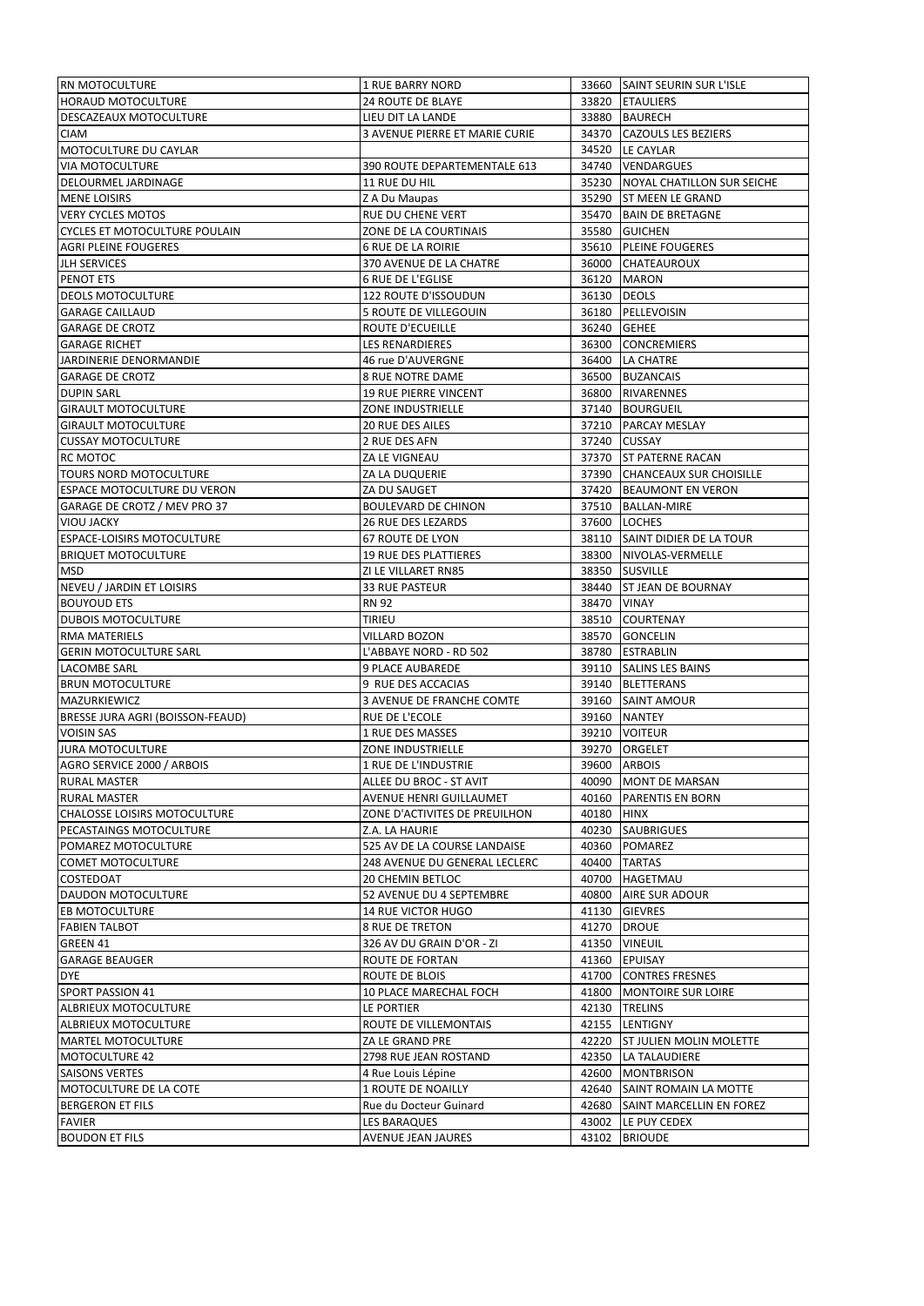| | | | |
|---|---|---|---|
| RN MOTOCULTURE | 1 RUE BARRY NORD | 33660 | SAINT SEURIN SUR L'ISLE |
| HORAUD MOTOCULTURE | 24 ROUTE DE BLAYE | 33820 | ETAULIERS |
| DESCAZEAUX MOTOCULTURE | LIEU DIT LA LANDE | 33880 | BAURECH |
| CIAM | 3 AVENUE PIERRE ET MARIE CURIE | 34370 | CAZOULS LES BEZIERS |
| MOTOCULTURE DU CAYLAR | | 34520 | LE CAYLAR |
| VIA MOTOCULTURE | 390 ROUTE DEPARTEMENTALE 613 | 34740 | VENDARGUES |
| DELOURMEL JARDINAGE | 11 RUE DU HIL | 35230 | NOYAL CHATILLON SUR SEICHE |
| MENE LOISIRS | Z A Du Maupas | 35290 | ST MEEN LE GRAND |
| VERY CYCLES MOTOS | RUE DU CHENE VERT | 35470 | BAIN DE BRETAGNE |
| CYCLES ET MOTOCULTURE POULAIN | ZONE DE LA COURTINAIS | 35580 | GUICHEN |
| AGRI PLEINE FOUGERES | 6 RUE DE LA ROIRIE | 35610 | PLEINE FOUGERES |
| JLH SERVICES | 370 AVENUE DE LA CHATRE | 36000 | CHATEAUROUX |
| PENOT ETS | 6 RUE DE L'EGLISE | 36120 | MARON |
| DEOLS MOTOCULTURE | 122 ROUTE D'ISSOUDUN | 36130 | DEOLS |
| GARAGE CAILLAUD | 5 ROUTE DE VILLEGOUIN | 36180 | PELLEVOISIN |
| GARAGE DE CROTZ | ROUTE D'ECUEILLE | 36240 | GEHEE |
| GARAGE RICHET | LES RENARDIERES | 36300 | CONCREMIERS |
| JARDINERIE DENORMANDIE | 46 rue D'AUVERGNE | 36400 | LA CHATRE |
| GARAGE DE CROTZ | 8 RUE NOTRE DAME | 36500 | BUZANCAIS |
| DUPIN SARL | 19 RUE PIERRE VINCENT | 36800 | RIVARENNES |
| GIRAULT MOTOCULTURE | ZONE INDUSTRIELLE | 37140 | BOURGUEIL |
| GIRAULT MOTOCULTURE | 20 RUE DES AILES | 37210 | PARCAY MESLAY |
| CUSSAY MOTOCULTURE | 2 RUE DES AFN | 37240 | CUSSAY |
| RC MOTOC | ZA LE VIGNEAU | 37370 | ST PATERNE RACAN |
| TOURS NORD MOTOCULTURE | ZA LA DUQUERIE | 37390 | CHANCEAUX SUR CHOISILLE |
| ESPACE MOTOCULTURE DU VERON | ZA DU SAUGET | 37420 | BEAUMONT EN VERON |
| GARAGE DE CROTZ / MEV PRO 37 | BOULEVARD DE CHINON | 37510 | BALLAN-MIRE |
| VIOU JACKY | 26 RUE DES LEZARDS | 37600 | LOCHES |
| ESPACE-LOISIRS MOTOCULTURE | 67 ROUTE DE LYON | 38110 | SAINT DIDIER DE LA TOUR |
| BRIQUET MOTOCULTURE | 19 RUE DES PLATTIERES | 38300 | NIVOLAS-VERMELLE |
| MSD | ZI LE VILLARET RN85 | 38350 | SUSVILLE |
| NEVEU / JARDIN ET LOISIRS | 33 RUE PASTEUR | 38440 | ST JEAN DE BOURNAY |
| BOUYOUD ETS | RN 92 | 38470 | VINAY |
| DUBOIS MOTOCULTURE | TIRIEU | 38510 | COURTENAY |
| RMA MATERIELS | VILLARD BOZON | 38570 | GONCELIN |
| GERIN MOTOCULTURE SARL | L'ABBAYE NORD - RD 502 | 38780 | ESTRABLIN |
| LACOMBE SARL | 9 PLACE AUBAREDE | 39110 | SALINS LES BAINS |
| BRUN MOTOCULTURE | 9 RUE DES ACCACIAS | 39140 | BLETTERANS |
| MAZURKIEWICZ | 3 AVENUE DE FRANCHE COMTE | 39160 | SAINT AMOUR |
| BRESSE JURA AGRI (BOISSON-FEAUD) | RUE DE L'ECOLE | 39160 | NANTEY |
| VOISIN SAS | 1 RUE DES MASSES | 39210 | VOITEUR |
| JURA MOTOCULTURE | ZONE INDUSTRIELLE | 39270 | ORGELET |
| AGRO SERVICE 2000 / ARBOIS | 1 RUE DE L'INDUSTRIE | 39600 | ARBOIS |
| RURAL MASTER | ALLEE DU BROC - ST AVIT | 40090 | MONT DE MARSAN |
| RURAL MASTER | AVENUE HENRI GUILLAUMET | 40160 | PARENTIS EN BORN |
| CHALOSSE LOISIRS MOTOCULTURE | ZONE D'ACTIVITES DE PREUILHON | 40180 | HINX |
| PECASTAINGS MOTOCULTURE | Z.A. LA HAURIE | 40230 | SAUBRIGUES |
| POMAREZ MOTOCULTURE | 525 AV DE LA COURSE LANDAISE | 40360 | POMAREZ |
| COMET MOTOCULTURE | 248 AVENUE DU GENERAL LECLERC | 40400 | TARTAS |
| COSTEDOAT | 20 CHEMIN BETLOC | 40700 | HAGETMAU |
| DAUDON MOTOCULTURE | 52 AVENUE DU 4 SEPTEMBRE | 40800 | AIRE SUR ADOUR |
| EB MOTOCULTURE | 14 RUE VICTOR HUGO | 41130 | GIEVRES |
| FABIEN TALBOT | 8 RUE DE TRETON | 41270 | DROUE |
| GREEN 41 | 326 AV DU GRAIN D'OR - ZI | 41350 | VINEUIL |
| GARAGE BEAUGER | ROUTE DE FORTAN | 41360 | EPUISAY |
| DYE | ROUTE DE BLOIS | 41700 | CONTRES FRESNES |
| SPORT PASSION 41 | 10 PLACE MARECHAL FOCH | 41800 | MONTOIRE SUR LOIRE |
| ALBRIEUX MOTOCULTURE | LE PORTIER | 42130 | TRELINS |
| ALBRIEUX MOTOCULTURE | ROUTE DE VILLEMONTAIS | 42155 | LENTIGNY |
| MARTEL MOTOCULTURE | ZA LE GRAND PRE | 42220 | ST JULIEN MOLIN MOLETTE |
| MOTOCULTURE 42 | 2798 RUE JEAN ROSTAND | 42350 | LA TALAUDIERE |
| SAISONS VERTES | 4 Rue Louis Lépine | 42600 | MONTBRISON |
| MOTOCULTURE DE LA COTE | 1 ROUTE DE NOAILLY | 42640 | SAINT ROMAIN LA MOTTE |
| BERGERON ET FILS | Rue du Docteur Guinard | 42680 | SAINT MARCELLIN EN FOREZ |
| FAVIER | LES BARAQUES | 43002 | LE PUY CEDEX |
| BOUDON ET FILS | AVENUE JEAN JAURES | 43102 | BRIOUDE |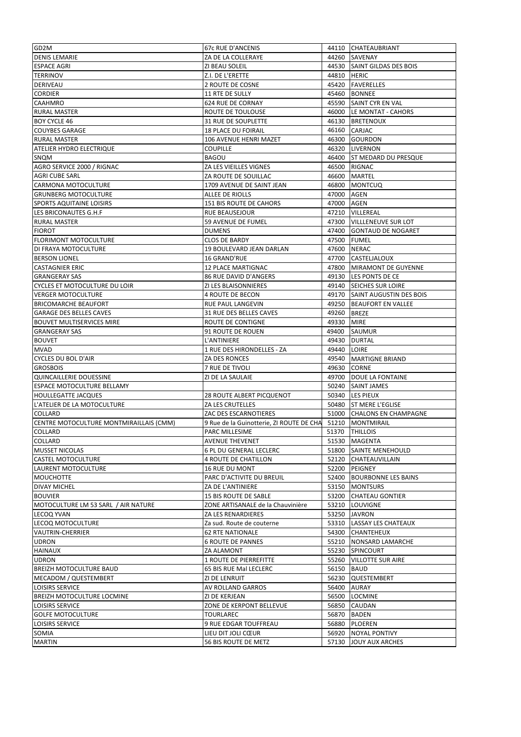| GD2M | 67c RUE D'ANCENIS | 44110 | CHATEAUBRIANT |
|---|---|---|---|
| DENIS LEMARIE | ZA DE LA COLLERAYE | 44260 | SAVENAY |
| ESPACE AGRI | ZI BEAU SOLEIL | 44530 | SAINT GILDAS DES BOIS |
| TERRINOV | Z.I. DE L'ERETTE | 44810 | HERIC |
| DERIVEAU | 2 ROUTE DE COSNE | 45420 | FAVERELLES |
| CORDIER | 11 RTE DE SULLY | 45460 | BONNEE |
| CAAHMRO | 624 RUE DE CORNAY | 45590 | SAINT CYR EN VAL |
| RURAL MASTER | ROUTE DE TOULOUSE | 46000 | LE MONTAT - CAHORS |
| BOY CYCLE 46 | 31 RUE DE SOUPLETTE | 46130 | BRETENOUX |
| COUYBES GARAGE | 18 PLACE DU FOIRAIL | 46160 | CARJAC |
| RURAL MASTER | 106 AVENUE HENRI MAZET | 46300 | GOURDON |
| ATELIER HYDRO ELECTRIQUE | COUPILLE | 46320 | LIVERNON |
| SNQM | BAGOU | 46400 | ST MEDARD DU PRESQUE |
| AGRO SERVICE 2000 / RIGNAC | ZA LES VIEILLES VIGNES | 46500 | RIGNAC |
| AGRI CUBE SARL | ZA ROUTE DE SOUILLAC | 46600 | MARTEL |
| CARMONA MOTOCULTURE | 1709 AVENUE DE SAINT JEAN | 46800 | MONTCUQ |
| GRUNBERG MOTOCULTURE | ALLEE DE RIOLLS | 47000 | AGEN |
| SPORTS AQUITAINE LOISIRS | 151 BIS ROUTE DE CAHORS | 47000 | AGEN |
| LES BRICONAUTES G.H.F | RUE BEAUSEJOUR | 47210 | VILLEREAL |
| RURAL MASTER | 59 AVENUE DE FUMEL | 47300 | VILLLENEUVE SUR LOT |
| FIOROT | DUMENS | 47400 | GONTAUD DE NOGARET |
| FLORIMONT MOTOCULTURE | CLOS DE BARDY | 47500 | FUMEL |
| DI FRAYA MOTOCULTURE | 19 BOULEVARD JEAN DARLAN | 47600 | NERAC |
| BERSON LIONEL | 16 GRAND'RUE | 47700 | CASTELJALOUX |
| CASTAGNIER ERIC | 12 PLACE MARTIGNAC | 47800 | MIRAMONT DE GUYENNE |
| GRANGERAY SAS | 86 RUE DAVID D'ANGERS | 49130 | LES PONTS DE CE |
| CYCLES ET MOTOCULTURE DU LOIR | ZI LES BLAISONNIERES | 49140 | SEICHES SUR LOIRE |
| VERGER MOTOCULTURE | 4 ROUTE DE BECON | 49170 | SAINT AUGUSTIN DES BOIS |
| BRICOMARCHE BEAUFORT | RUE PAUL LANGEVIN | 49250 | BEAUFORT EN VALLEE |
| GARAGE DES BELLES CAVES | 31 RUE DES BELLES CAVES | 49260 | BREZE |
| BOUVET MULTISERVICES MIRE | ROUTE DE CONTIGNE | 49330 | MIRE |
| GRANGERAY SAS | 91 ROUTE DE ROUEN | 49400 | SAUMUR |
| BOUVET | L'ANTINIERE | 49430 | DURTAL |
| MVAD | 1 RUE DES HIRONDELLES - ZA | 49440 | LOIRE |
| CYCLES DU BOL D'AIR | ZA DES RONCES | 49540 | MARTIGNE BRIAND |
| GROSBOIS | 7 RUE DE TIVOLI | 49630 | CORNE |
| QUINCAILLERIE DOUESSINE | ZI DE LA SAULAIE | 49700 | DOUE LA FONTAINE |
| ESPACE MOTOCULTURE BELLAMY | | 50240 | SAINT JAMES |
| HOULLEGATTE JACQUES | 28 ROUTE ALBERT PICQUENOT | 50340 | LES PIEUX |
| L'ATELIER DE LA MOTOCULTURE | ZA LES CRUTELLES | 50480 | ST MERE L'EGLISE |
| COLLARD | ZAC DES ESCARNOTIERES | 51000 | CHALONS EN CHAMPAGNE |
| CENTRE MOTOCULTURE MONTMIRAILLAIS (CMM) | 9 Rue de la Guinotterie, ZI ROUTE DE CHA | 51210 | MONTMIRAIL |
| COLLARD | PARC MILLESIME | 51370 | THILLOIS |
| COLLARD | AVENUE THEVENET | 51530 | MAGENTA |
| MUSSET NICOLAS | 6 PL DU GENERAL LECLERC | 51800 | SAINTE MENEHOULD |
| CASTEL MOTOCULTURE | 4 ROUTE DE CHATILLON | 52120 | CHATEAUVILLAIN |
| LAURENT MOTOCULTURE | 16 RUE DU MONT | 52200 | PEIGNEY |
| MOUCHOTTE | PARC D'ACTIVITE DU BREUIL | 52400 | BOURBONNE LES BAINS |
| DIVAY MICHEL | ZA DE L'ANTINIERE | 53150 | MONTSURS |
| BOUVIER | 15 BIS ROUTE DE SABLE | 53200 | CHATEAU GONTIER |
| MOTOCULTURE LM 53 SARL / AIR NATURE | ZONE ARTISANALE de la Chauvinière | 53210 | LOUVIGNE |
| LECOQ YVAN | ZA LES RENARDIERES | 53250 | JAVRON |
| LECOQ MOTOCULTURE | Za sud. Route de couterne | 53310 | LASSAY LES CHATEAUX |
| VAUTRIN-CHERRIER | 62 RTE NATIONALE | 54300 | CHANTEHEUX |
| UDRON | 6 ROUTE DE PANNES | 55210 | NONSARD LAMARCHE |
| HAINAUX | ZA ALAMONT | 55230 | SPINCOURT |
| UDRON | 1 ROUTE DE PIERREFITTE | 55260 | VILLOTTE SUR AIRE |
| BREIZH MOTOCULTURE BAUD | 65 BIS RUE Mal LECLERC | 56150 | BAUD |
| MECADOM / QUESTEMBERT | ZI DE LENRUIT | 56230 | QUESTEMBERT |
| LOISIRS SERVICE | AV ROLLAND GARROS | 56400 | AURAY |
| BREIZH MOTOCULTURE LOCMINE | ZI DE KERJEAN | 56500 | LOCMINE |
| LOISIRS SERVICE | ZONE DE KERPONT BELLEVUE | 56850 | CAUDAN |
| GOLFE MOTOCULTURE | TOURLAREC | 56870 | BADEN |
| LOISIRS SERVICE | 9 RUE EDGAR TOUFFREAU | 56880 | PLOEREN |
| SOMIA | LIEU DIT JOLI CŒUR | 56920 | NOYAL PONTIVY |
| MARTIN | 56 BIS ROUTE DE METZ | 57130 | JOUY AUX ARCHES |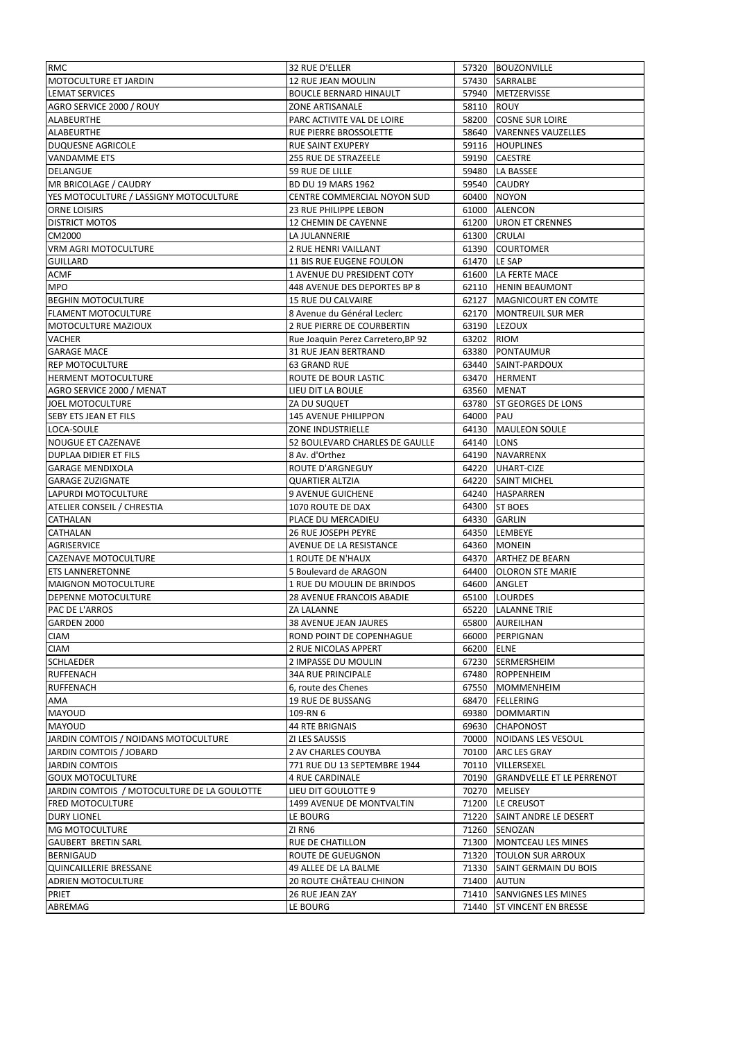| RMC | 32 RUE D'ELLER | 57320 | BOUZONVILLE |
|---|---|---|---|
| MOTOCULTURE ET JARDIN | 12 RUE JEAN MOULIN | 57430 | SARRALBE |
| LEMAT SERVICES | BOUCLE BERNARD HINAULT | 57940 | METZERVISSE |
| AGRO SERVICE 2000 / ROUY | ZONE ARTISANALE | 58110 | ROUY |
| ALABEURTHE | PARC ACTIVITE VAL DE LOIRE | 58200 | COSNE SUR LOIRE |
| ALABEURTHE | RUE PIERRE BROSSOLETTE | 58640 | VARENNES VAUZELLES |
| DUQUESNE AGRICOLE | RUE SAINT EXUPERY | 59116 | HOUPLINES |
| VANDAMME ETS | 255 RUE DE STRAZEELE | 59190 | CAESTRE |
| DELANGUE | 59 RUE DE LILLE | 59480 | LA BASSEE |
| MR BRICOLAGE / CAUDRY | BD DU 19 MARS 1962 | 59540 | CAUDRY |
| YES MOTOCULTURE / LASSIGNY MOTOCULTURE | CENTRE COMMERCIAL NOYON SUD | 60400 | NOYON |
| ORNE LOISIRS | 23 RUE PHILIPPE LEBON | 61000 | ALENCON |
| DISTRICT MOTOS | 12 CHEMIN DE CAYENNE | 61200 | URON ET CRENNES |
| CM2000 | LA JULANNERIE | 61300 | CRULAI |
| VRM AGRI MOTOCULTURE | 2 RUE HENRI VAILLANT | 61390 | COURTOMER |
| GUILLARD | 11 BIS RUE EUGENE FOULON | 61470 | LE SAP |
| ACMF | 1 AVENUE DU PRESIDENT COTY | 61600 | LA FERTE MACE |
| MPO | 448 AVENUE DES DEPORTES BP 8 | 62110 | HENIN BEAUMONT |
| BEGHIN MOTOCULTURE | 15 RUE DU CALVAIRE | 62127 | MAGNICOURT EN COMTE |
| FLAMENT MOTOCULTURE | 8 Avenue du Général Leclerc | 62170 | MONTREUIL SUR MER |
| MOTOCULTURE MAZIOUX | 2 RUE PIERRE DE COURBERTIN | 63190 | LEZOUX |
| VACHER | Rue Joaquin Perez Carretero,BP 92 | 63202 | RIOM |
| GARAGE MACE | 31 RUE JEAN BERTRAND | 63380 | PONTAUMUR |
| REP MOTOCULTURE | 63 GRAND RUE | 63440 | SAINT-PARDOUX |
| HERMENT MOTOCULTURE | ROUTE DE BOUR LASTIC | 63470 | HERMENT |
| AGRO SERVICE 2000 / MENAT | LIEU DIT LA BOULE | 63560 | MENAT |
| JOEL MOTOCULTURE | ZA DU SUQUET | 63780 | ST GEORGES DE LONS |
| SEBY ETS JEAN ET FILS | 145 AVENUE PHILIPPON | 64000 | PAU |
| LOCA-SOULE | ZONE INDUSTRIELLE | 64130 | MAULEON SOULE |
| NOUGUE ET CAZENAVE | 52 BOULEVARD CHARLES DE GAULLE | 64140 | LONS |
| DUPLAA DIDIER ET FILS | 8 Av. d'Orthez | 64190 | NAVARRENX |
| GARAGE MENDIXOLA | ROUTE D'ARGNEGUY | 64220 | UHART-CIZE |
| GARAGE ZUZIGNATE | QUARTIER ALTZIA | 64220 | SAINT MICHEL |
| LAPURDI MOTOCULTURE | 9 AVENUE GUICHENE | 64240 | HASPARREN |
| ATELIER CONSEIL / CHRESTIA | 1070 ROUTE DE DAX | 64300 | ST BOES |
| CATHALAN | PLACE DU MERCADIEU | 64330 | GARLIN |
| CATHALAN | 26 RUE JOSEPH PEYRE | 64350 | LEMBEYE |
| AGRISERVICE | AVENUE DE LA RESISTANCE | 64360 | MONEIN |
| CAZENAVE MOTOCULTURE | 1 ROUTE DE N'HAUX | 64370 | ARTHEZ DE BEARN |
| ETS LANNERETONNE | 5 Boulevard de ARAGON | 64400 | OLORON STE MARIE |
| MAIGNON MOTOCULTURE | 1 RUE DU MOULIN DE BRINDOS | 64600 | ANGLET |
| DEPENNE MOTOCULTURE | 28 AVENUE FRANCOIS ABADIE | 65100 | LOURDES |
| PAC DE L'ARROS | ZA LALANNE | 65220 | LALANNE TRIE |
| GARDEN 2000 | 38 AVENUE JEAN JAURES | 65800 | AUREILHAN |
| CIAM | ROND POINT DE COPENHAGUE | 66000 | PERPIGNAN |
| CIAM | 2 RUE NICOLAS APPERT | 66200 | ELNE |
| SCHLAEDER | 2 IMPASSE DU MOULIN | 67230 | SERMERSHEIM |
| RUFFENACH | 34A RUE PRINCIPALE | 67480 | ROPPENHEIM |
| RUFFENACH | 6, route des Chenes | 67550 | MOMMENHEIM |
| AMA | 19 RUE DE BUSSANG | 68470 | FELLERING |
| MAYOUD | 109-RN 6 | 69380 | DOMMARTIN |
| MAYOUD | 44 RTE BRIGNAIS | 69630 | CHAPONOST |
| JARDIN COMTOIS / NOIDANS MOTOCULTURE | ZI LES SAUSSIS | 70000 | NOIDANS LES VESOUL |
| JARDIN COMTOIS / JOBARD | 2 AV CHARLES COUYBA | 70100 | ARC LES GRAY |
| JARDIN COMTOIS | 771 RUE DU 13 SEPTEMBRE 1944 | 70110 | VILLERSEXEL |
| GOUX MOTOCULTURE | 4 RUE CARDINALE | 70190 | GRANDVELLE ET LE PERRENOT |
| JARDIN COMTOIS / MOTOCULTURE DE LA GOULOTTE | LIEU DIT GOULOTTE 9 | 70270 | MELISEY |
| FRED MOTOCULTURE | 1499 AVENUE DE MONTVALTIN | 71200 | LE CREUSOT |
| DURY LIONEL | LE BOURG | 71220 | SAINT ANDRE LE DESERT |
| MG MOTOCULTURE | ZI RN6 | 71260 | SENOZAN |
| GAUBERT BRETIN SARL | RUE DE CHATILLON | 71300 | MONTCEAU LES MINES |
| BERNIGAUD | ROUTE DE GUEUGNON | 71320 | TOULON SUR ARROUX |
| QUINCAILLERIE BRESSANE | 49 ALLEE DE LA BALME | 71330 | SAINT GERMAIN DU BOIS |
| ADRIEN MOTOCULTURE | 20 ROUTE CHÂTEAU CHINON | 71400 | AUTUN |
| PRIET | 26 RUE JEAN ZAY | 71410 | SANVIGNES LES MINES |
| ABREMAG | LE BOURG | 71440 | ST VINCENT EN BRESSE |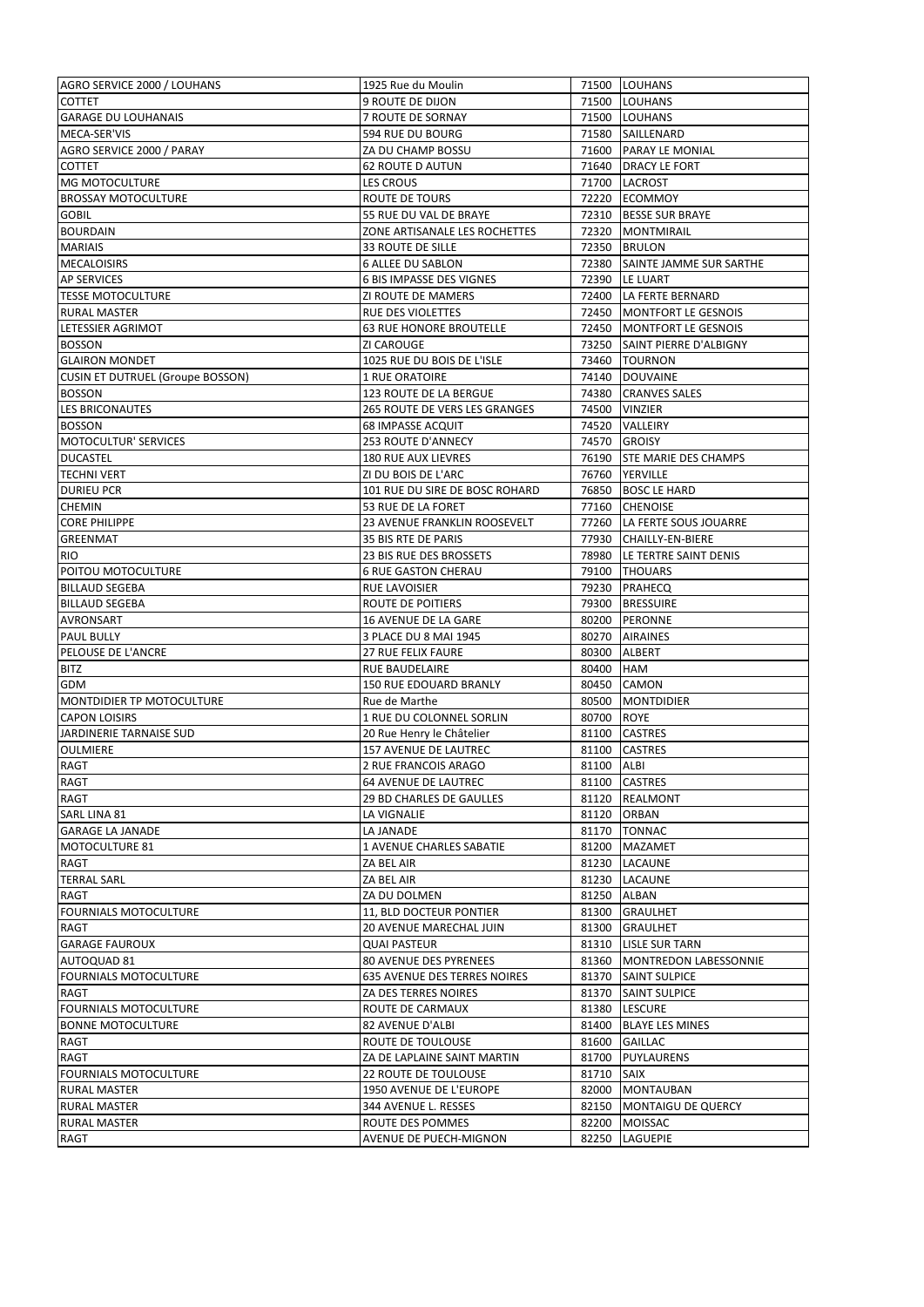| AGRO SERVICE 2000 / LOUHANS | 1925 Rue du Moulin | 71500 | LOUHANS |
|---|---|---|---|
| COTTET | 9 ROUTE DE DIJON | 71500 | LOUHANS |
| GARAGE DU LOUHANAIS | 7 ROUTE DE SORNAY | 71500 | LOUHANS |
| MECA-SER'VIS | 594 RUE DU BOURG | 71580 | SAILLENARD |
| AGRO SERVICE 2000 / PARAY | ZA DU CHAMP BOSSU | 71600 | PARAY LE MONIAL |
| COTTET | 62 ROUTE D AUTUN | 71640 | DRACY LE FORT |
| MG MOTOCULTURE | LES CROUS | 71700 | LACROST |
| BROSSAY MOTOCULTURE | ROUTE DE TOURS | 72220 | ECOMMOY |
| GOBIL | 55 RUE DU VAL DE BRAYE | 72310 | BESSE SUR BRAYE |
| BOURDAIN | ZONE ARTISANALE LES ROCHETTES | 72320 | MONTMIRAIL |
| MARIAIS | 33 ROUTE DE SILLE | 72350 | BRULON |
| MECALOISIRS | 6 ALLEE DU SABLON | 72380 | SAINTE JAMME SUR SARTHE |
| AP SERVICES | 6 BIS IMPASSE DES VIGNES | 72390 | LE LUART |
| TESSE MOTOCULTURE | ZI ROUTE DE MAMERS | 72400 | LA FERTE BERNARD |
| RURAL MASTER | RUE DES VIOLETTES | 72450 | MONTFORT LE GESNOIS |
| LETESSIER AGRIMOT | 63 RUE HONORE BROUTELLE | 72450 | MONTFORT LE GESNOIS |
| BOSSON | ZI CAROUGE | 73250 | SAINT PIERRE D'ALBIGNY |
| GLAIRON MONDET | 1025 RUE DU BOIS DE L'ISLE | 73460 | TOURNON |
| CUSIN ET DUTRUEL (Groupe BOSSON) | 1 RUE ORATOIRE | 74140 | DOUVAINE |
| BOSSON | 123 ROUTE DE LA BERGUE | 74380 | CRANVES SALES |
| LES BRICONAUTES | 265 ROUTE DE VERS LES GRANGES | 74500 | VINZIER |
| BOSSON | 68 IMPASSE ACQUIT | 74520 | VALLEIRY |
| MOTOCULTUR' SERVICES | 253 ROUTE D'ANNECY | 74570 | GROISY |
| DUCASTEL | 180 RUE AUX LIEVRES | 76190 | STE MARIE DES CHAMPS |
| TECHNI VERT | ZI DU BOIS DE L'ARC | 76760 | YERVILLE |
| DURIEU PCR | 101 RUE DU SIRE DE BOSC ROHARD | 76850 | BOSC LE HARD |
| CHEMIN | 53 RUE DE LA FORET | 77160 | CHENOISE |
| CORE PHILIPPE | 23 AVENUE FRANKLIN ROOSEVELT | 77260 | LA FERTE SOUS JOUARRE |
| GREENMAT | 35 BIS RTE DE PARIS | 77930 | CHAILLY-EN-BIERE |
| RIO | 23 BIS RUE DES BROSSETS | 78980 | LE TERTRE SAINT DENIS |
| POITOU MOTOCULTURE | 6 RUE GASTON CHERAU | 79100 | THOUARS |
| BILLAUD SEGEBA | RUE LAVOISIER | 79230 | PRAHECQ |
| BILLAUD SEGEBA | ROUTE DE POITIERS | 79300 | BRESSUIRE |
| AVRONSART | 16 AVENUE DE LA GARE | 80200 | PERONNE |
| PAUL BULLY | 3 PLACE DU 8 MAI 1945 | 80270 | AIRAINES |
| PELOUSE DE L'ANCRE | 27 RUE FELIX FAURE | 80300 | ALBERT |
| BITZ | RUE BAUDELAIRE | 80400 | HAM |
| GDM | 150 RUE EDOUARD BRANLY | 80450 | CAMON |
| MONTDIDIER TP MOTOCULTURE | Rue de Marthe | 80500 | MONTDIDIER |
| CAPON LOISIRS | 1 RUE DU COLONNEL SORLIN | 80700 | ROYE |
| JARDINERIE TARNAISE SUD | 20 Rue Henry le Châtelier | 81100 | CASTRES |
| OULMIERE | 157 AVENUE DE LAUTREC | 81100 | CASTRES |
| RAGT | 2 RUE FRANCOIS ARAGO | 81100 | ALBI |
| RAGT | 64 AVENUE DE LAUTREC | 81100 | CASTRES |
| RAGT | 29 BD CHARLES DE GAULLES | 81120 | REALMONT |
| SARL LINA 81 | LA VIGNALIE | 81120 | ORBAN |
| GARAGE LA JANADE | LA JANADE | 81170 | TONNAC |
| MOTOCULTURE 81 | 1 AVENUE CHARLES SABATIE | 81200 | MAZAMET |
| RAGT | ZA BEL AIR | 81230 | LACAUNE |
| TERRAL SARL | ZA BEL AIR | 81230 | LACAUNE |
| RAGT | ZA DU DOLMEN | 81250 | ALBAN |
| FOURNIALS MOTOCULTURE | 11, BLD DOCTEUR PONTIER | 81300 | GRAULHET |
| RAGT | 20 AVENUE MARECHAL JUIN | 81300 | GRAULHET |
| GARAGE FAUROUX | QUAI PASTEUR | 81310 | LISLE SUR TARN |
| AUTOQUAD 81 | 80 AVENUE DES PYRENEES | 81360 | MONTREDON LABESSONNIE |
| FOURNIALS MOTOCULTURE | 635 AVENUE DES TERRES NOIRES | 81370 | SAINT SULPICE |
| RAGT | ZA DES TERRES NOIRES | 81370 | SAINT SULPICE |
| FOURNIALS MOTOCULTURE | ROUTE DE CARMAUX | 81380 | LESCURE |
| BONNE MOTOCULTURE | 82 AVENUE D'ALBI | 81400 | BLAYE LES MINES |
| RAGT | ROUTE DE TOULOUSE | 81600 | GAILLAC |
| RAGT | ZA DE LAPLAINE SAINT MARTIN | 81700 | PUYLAURENS |
| FOURNIALS MOTOCULTURE | 22 ROUTE DE TOULOUSE | 81710 | SAIX |
| RURAL MASTER | 1950 AVENUE DE L'EUROPE | 82000 | MONTAUBAN |
| RURAL MASTER | 344 AVENUE L. RESSES | 82150 | MONTAIGU DE QUERCY |
| RURAL MASTER | ROUTE DES POMMES | 82200 | MOISSAC |
| RAGT | AVENUE DE PUECH-MIGNON | 82250 | LAGUEPIE |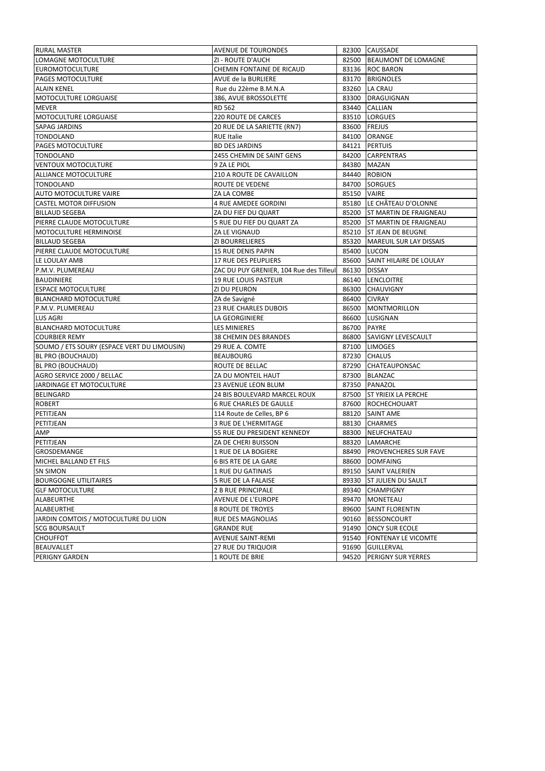| | | | |
|---|---|---|---|
| RURAL MASTER | AVENUE DE TOURONDES | 82300 | CAUSSADE |
| LOMAGNE MOTOCULTURE | ZI - ROUTE D'AUCH | 82500 | BEAUMONT DE LOMAGNE |
| EUROMOTOCULTURE | CHEMIN FONTAINE DE RICAUD | 83136 | ROC BARON |
| PAGES MOTOCULTURE | AVUE de la BURLIERE | 83170 | BRIGNOLES |
| ALAIN KENEL | Rue du 22ème B.M.N.A | 83260 | LA CRAU |
| MOTOCULTURE LORGUAISE | 386, AVUE BROSSOLETTE | 83300 | DRAGUIGNAN |
| MEVER | RD 562 | 83440 | CALLIAN |
| MOTOCULTURE LORGUAISE | 220 ROUTE DE CARCES | 83510 | LORGUES |
| SAPAG JARDINS | 20 RUE DE LA SARIETTE (RN7) | 83600 | FREJUS |
| TONDOLAND | RUE Italie | 84100 | ORANGE |
| PAGES MOTOCULTURE | BD DES JARDINS | 84121 | PERTUIS |
| TONDOLAND | 2455 CHEMIN DE SAINT GENS | 84200 | CARPENTRAS |
| VENTOUX MOTOCULTURE | 9 ZA LE PIOL | 84380 | MAZAN |
| ALLIANCE MOTOCULTURE | 210 A ROUTE DE CAVAILLON | 84440 | ROBION |
| TONDOLAND | ROUTE DE VEDENE | 84700 | SORGUES |
| AUTO MOTOCULTURE VAIRE | ZA LA COMBE | 85150 | VAIRE |
| CASTEL MOTOR DIFFUSION | 4 RUE AMEDEE GORDINI | 85180 | LE CHÂTEAU D'OLONNE |
| BILLAUD SEGEBA | ZA DU FIEF DU QUART | 85200 | ST MARTIN DE FRAIGNEAU |
| PIERRE CLAUDE MOTOCULTURE | 5 RUE DU FIEF DU QUART ZA | 85200 | ST MARTIN DE FRAIGNEAU |
| MOTOCULTURE HERMINOISE | ZA LE VIGNAUD | 85210 | ST JEAN DE BEUGNE |
| BILLAUD SEGEBA | ZI BOURRELIERES | 85320 | MAREUIL SUR LAY DISSAIS |
| PIERRE CLAUDE MOTOCULTURE | 15 RUE DENIS PAPIN | 85400 | LUCON |
| LE LOULAY AMB | 17 RUE DES PEUPLIERS | 85600 | SAINT HILAIRE DE LOULAY |
| P.M.V. PLUMEREAU | ZAC DU PUY GRENIER, 104 Rue des Tilleul | 86130 | DISSAY |
| BAUDINIERE | 19 RUE LOUIS PASTEUR | 86140 | LENCLOITRE |
| ESPACE MOTOCULTURE | ZI DU PEURON | 86300 | CHAUVIGNY |
| BLANCHARD MOTOCULTURE | ZA de Savigné | 86400 | CIVRAY |
| P.M.V. PLUMEREAU | 23 RUE CHARLES DUBOIS | 86500 | MONTMORILLON |
| LUS AGRI | LA GEORGINIERE | 86600 | LUSIGNAN |
| BLANCHARD MOTOCULTURE | LES MINIERES | 86700 | PAYRE |
| COURBIER REMY | 38 CHEMIN DES BRANDES | 86800 | SAVIGNY LEVESCAULT |
| SOUMO / ETS SOURY (ESPACE VERT DU LIMOUSIN) | 29 RUE A. COMTE | 87100 | LIMOGES |
| BL PRO (BOUCHAUD) | BEAUBOURG | 87230 | CHALUS |
| BL PRO (BOUCHAUD) | ROUTE DE BELLAC | 87290 | CHATEAUPONSAC |
| AGRO SERVICE 2000 / BELLAC | ZA DU MONTEIL HAUT | 87300 | BLANZAC |
| JARDINAGE ET MOTOCULTURE | 23 AVENUE LEON BLUM | 87350 | PANAZOL |
| BELINGARD | 24 BIS BOULEVARD MARCEL ROUX | 87500 | ST YRIEIX LA PERCHE |
| ROBERT | 6 RUE CHARLES DE GAULLE | 87600 | ROCHECHOUART |
| PETITJEAN | 114 Route de Celles, BP 6 | 88120 | SAINT AME |
| PETITJEAN | 3 RUE DE L'HERMITAGE | 88130 | CHARMES |
| AMP | 55 RUE DU PRESIDENT KENNEDY | 88300 | NEUFCHATEAU |
| PETITJEAN | ZA DE CHERI BUISSON | 88320 | LAMARCHE |
| GROSDEMANGE | 1 RUE DE LA BOGIERE | 88490 | PROVENCHERES SUR FAVE |
| MICHEL BALLAND ET FILS | 6 BIS RTE DE LA GARE | 88600 | DOMFAING |
| SN SIMON | 1 RUE DU GATINAIS | 89150 | SAINT VALERIEN |
| BOURGOGNE UTILITAIRES | 5 RUE DE LA FALAISE | 89330 | ST JULIEN DU SAULT |
| GLF MOTOCULTURE | 2 B RUE PRINCIPALE | 89340 | CHAMPIGNY |
| ALABEURTHE | AVENUE DE L'EUROPE | 89470 | MONETEAU |
| ALABEURTHE | 8 ROUTE DE TROYES | 89600 | SAINT FLORENTIN |
| JARDIN COMTOIS / MOTOCULTURE DU LION | RUE DES MAGNOLIAS | 90160 | BESSONCOURT |
| SCG BOURSAULT | GRANDE RUE | 91490 | ONCY SUR ECOLE |
| CHOUFFOT | AVENUE SAINT-REMI | 91540 | FONTENAY LE VICOMTE |
| BEAUVALLET | 27 RUE DU TRIQUOIR | 91690 | GUILLERVAL |
| PERIGNY GARDEN | 1 ROUTE DE BRIE | 94520 | PERIGNY SUR YERRES |